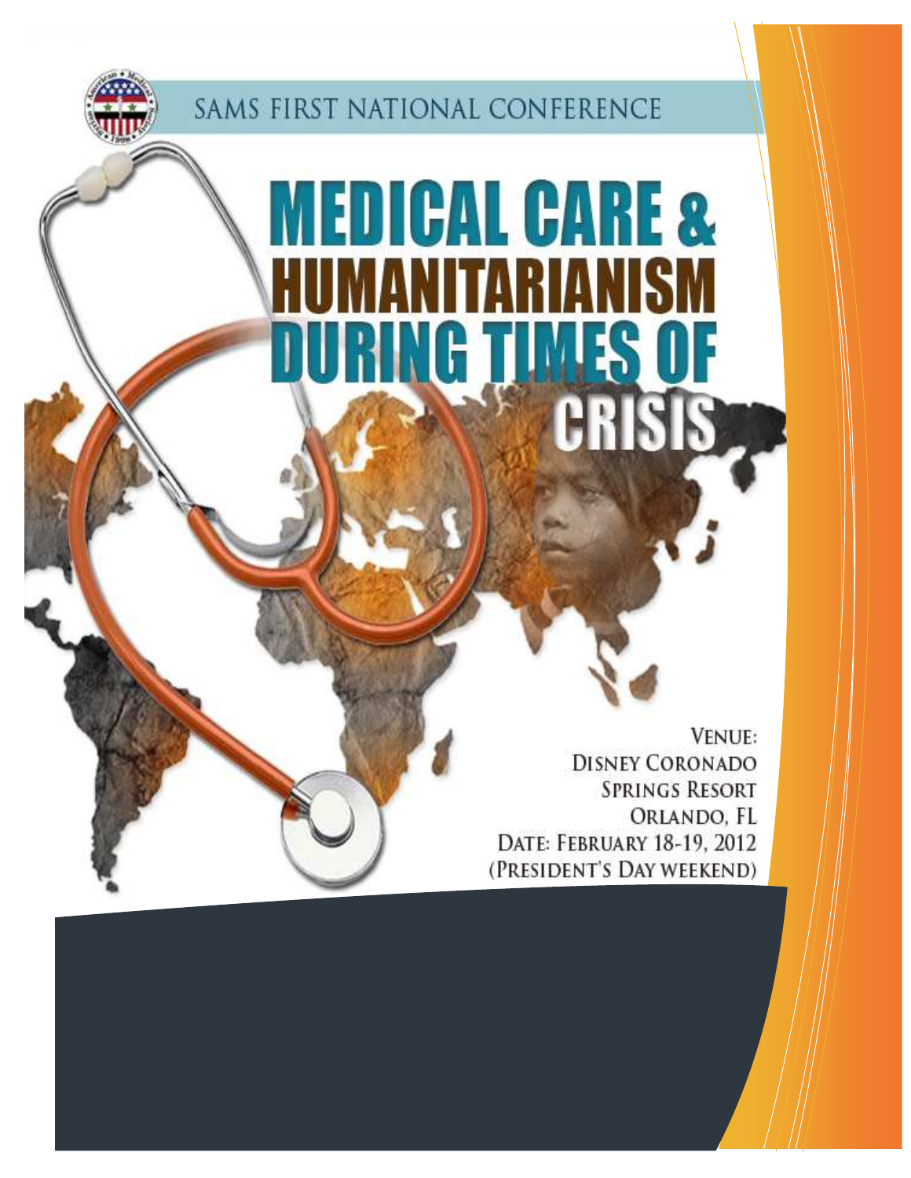SAMS FIRST NATIONAL CONFERENCE

# MEDICAL CARE & HUMANITARIANISM DURING TIMES OF CRISIS

VENUE:
DISNEY CORONADO SPRINGS RESORT
ORLANDO, FL
DATE: FEBRUARY 18-19, 2012
(PRESIDENT'S DAY WEEKEND)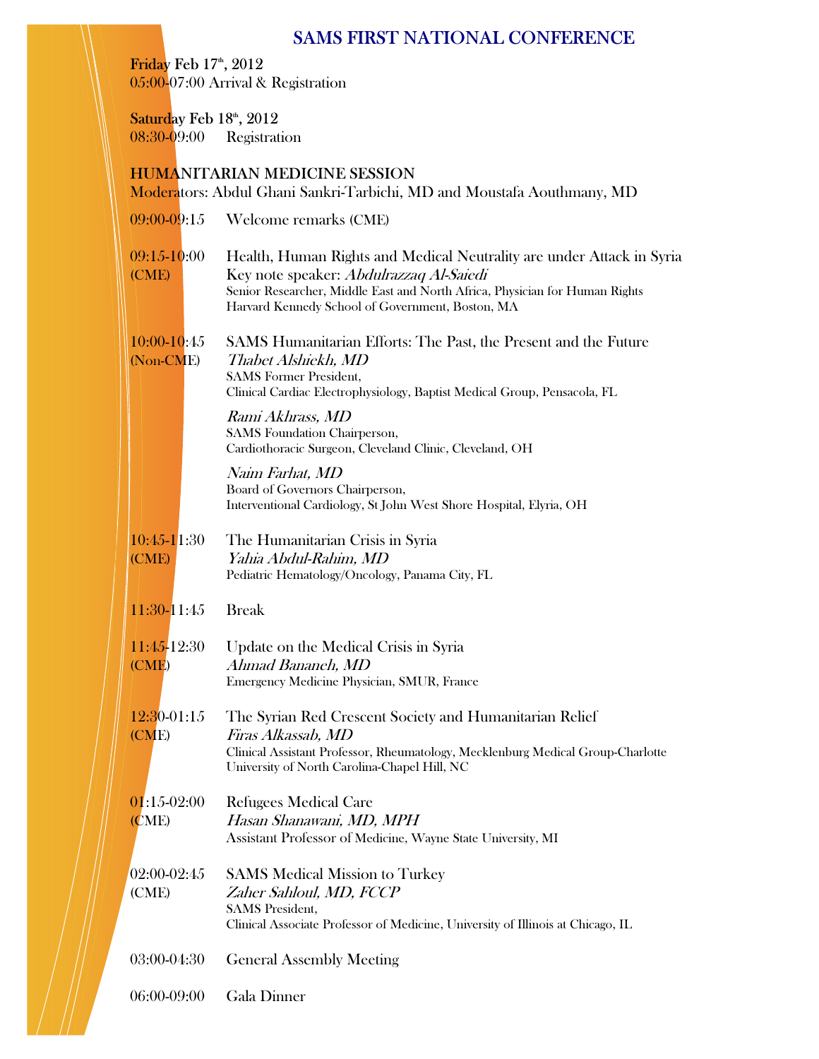# SAMS FIRST NATIONAL CONFERENCE

**Friday Feb 17th, 2012**
05:00-07:00 Arrival & Registration

**Saturday Feb 18th, 2012**
08:30-09:00 Registration

## HUMANITARIAN MEDICINE SESSION

Moderators: Abdul Ghani Sankri-Tarbichi, MD and Moustafa Aouthmany, MD

09:00-09:15 Welcome remarks (CME)

09:15-10:00 (CME) Health, Human Rights and Medical Neutrality are under Attack in Syria
Key note speaker: *Abdulrazzaq Al-Saiedi*
Senior Researcher, Middle East and North Africa, Physician for Human Rights
Harvard Kennedy School of Government, Boston, MA

10:00-10:45 (Non-CME) SAMS Humanitarian Efforts: The Past, the Present and the Future
*Thabet Alshiekh, MD*
SAMS Former President,
Clinical Cardiac Electrophysiology, Baptist Medical Group, Pensacola, FL

*Rami Akhrass, MD*
SAMS Foundation Chairperson,
Cardiothoracic Surgeon, Cleveland Clinic, Cleveland, OH

*Naim Farhat, MD*
Board of Governors Chairperson,
Interventional Cardiology, St John West Shore Hospital, Elyria, OH

10:45-11:30 (CME) The Humanitarian Crisis in Syria
*Yahia Abdul-Rahim, MD*
Pediatric Hematology/Oncology, Panama City, FL

11:30-11:45 Break

11:45-12:30 (CME) Update on the Medical Crisis in Syria
*Ahmad Bananeh, MD*
Emergency Medicine Physician, SMUR, France

12:30-01:15 (CME) The Syrian Red Crescent Society and Humanitarian Relief
*Firas Alkassab, MD*
Clinical Assistant Professor, Rheumatology, Mecklenburg Medical Group-Charlotte
University of North Carolina-Chapel Hill, NC

01:15-02:00 (CME) Refugees Medical Care
*Hasan Shanawani, MD, MPH*
Assistant Professor of Medicine, Wayne State University, MI

02:00-02:45 (CME) SAMS Medical Mission to Turkey
*Zaher Sahloul, MD, FCCP*
SAMS President,
Clinical Associate Professor of Medicine, University of Illinois at Chicago, IL

03:00-04:30 General Assembly Meeting

06:00-09:00 Gala Dinner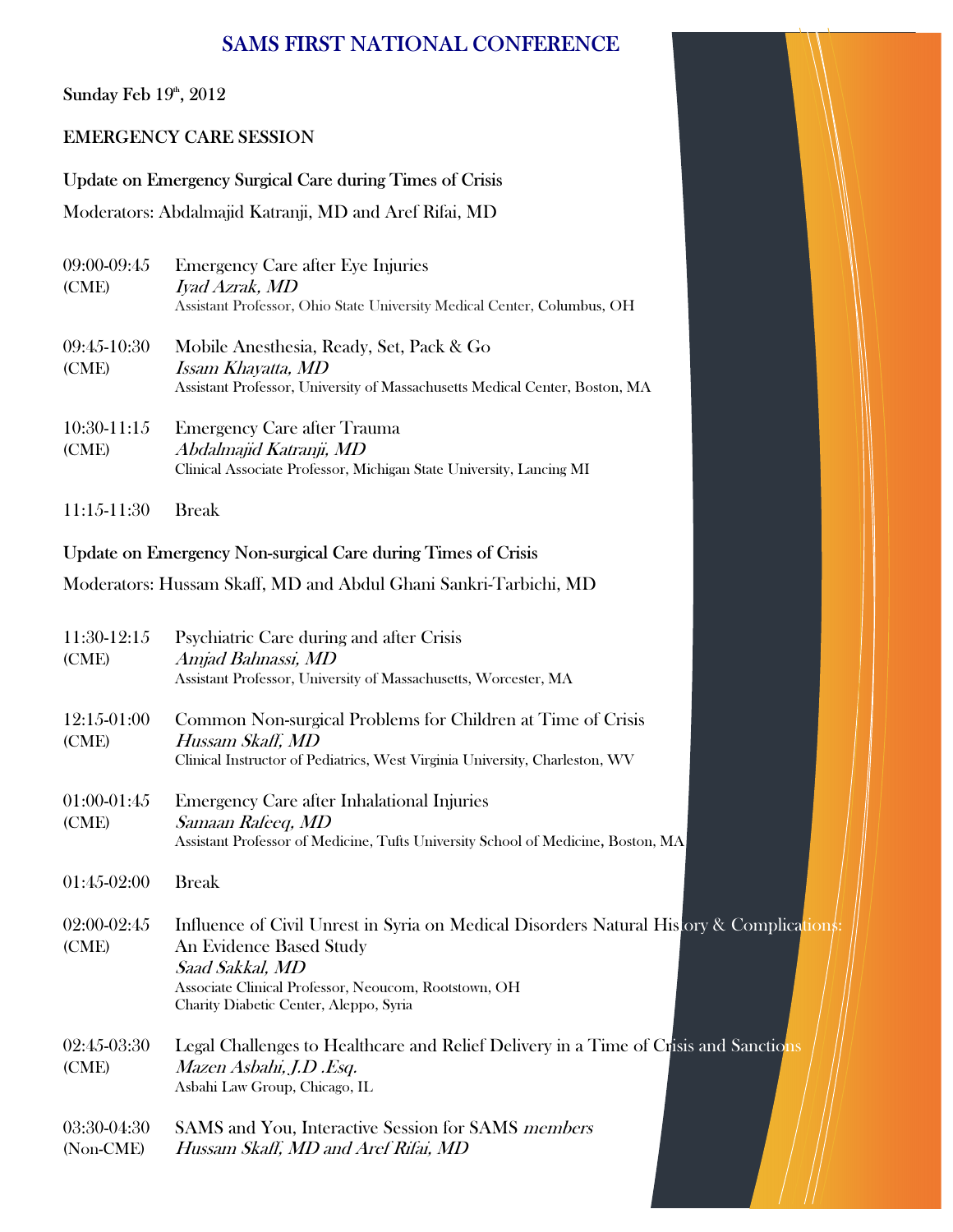## SAMS FIRST NATIONAL CONFERENCE

Sunday Feb 19th, 2012

### EMERGENCY CARE SESSION

#### Update on Emergency Surgical Care during Times of Crisis

Moderators: Abdalmajid Katranji, MD and Aref Rifai, MD

09:00-09:45 (CME) — Emergency Care after Eye Injuries
*Iyad Azrak, MD*
Assistant Professor, Ohio State University Medical Center, Columbus, OH

09:45-10:30 (CME) — Mobile Anesthesia, Ready, Set, Pack & Go
*Issam Khayatta, MD*
Assistant Professor, University of Massachusetts Medical Center, Boston, MA

10:30-11:15 (CME) — Emergency Care after Trauma
*Abdalmajid Katranji, MD*
Clinical Associate Professor, Michigan State University, Lancing MI

11:15-11:30 — Break

#### Update on Emergency Non-surgical Care during Times of Crisis

Moderators: Hussam Skaff, MD and Abdul Ghani Sankri-Tarbichi, MD

11:30-12:15 (CME) — Psychiatric Care during and after Crisis
*Amjad Bahnassi, MD*
Assistant Professor, University of Massachusetts, Worcester, MA

12:15-01:00 (CME) — Common Non-surgical Problems for Children at Time of Crisis
*Hussam Skaff, MD*
Clinical Instructor of Pediatrics, West Virginia University, Charleston, WV

01:00-01:45 (CME) — Emergency Care after Inhalational Injuries
*Samaan Rafeeq, MD*
Assistant Professor of Medicine, Tufts University School of Medicine, Boston, MA

01:45-02:00 — Break

02:00-02:45 (CME) — Influence of Civil Unrest in Syria on Medical Disorders Natural History & Complications: An Evidence Based Study
*Saad Sakkal, MD*
Associate Clinical Professor, Neoucom, Rootstown, OH
Charity Diabetic Center, Aleppo, Syria

02:45-03:30 (CME) — Legal Challenges to Healthcare and Relief Delivery in a Time of Crisis and Sanctions
*Mazen Asbahi, J.D .Esq.*
Asbahi Law Group, Chicago, IL

03:30-04:30 (Non-CME) — SAMS and You, Interactive Session for SAMS *members*
*Hussam Skaff, MD and Aref Rifai, MD*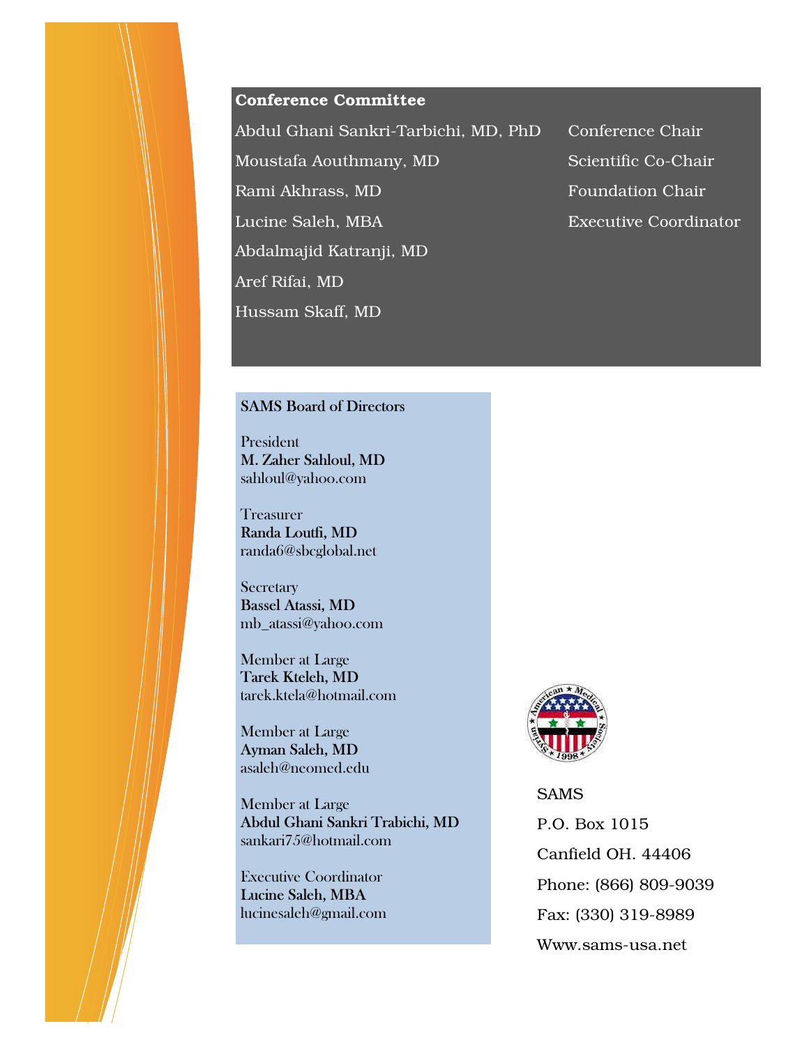## Conference Committee

| | |
|---|---|
| Abdul Ghani Sankri-Tarbichi, MD, PhD | Conference Chair |
| Moustafa Aouthmany, MD | Scientific Co-Chair |
| Rami Akhrass, MD | Foundation Chair |
| Lucine Saleh, MBA | Executive Coordinator |
| Abdalmajid Katranji, MD | |
| Aref Rifai, MD | |
| Hussam Skaff, MD | |

## SAMS Board of Directors

President
**M. Zaher Sahloul, MD**
sahloul@yahoo.com

Treasurer
**Randa Loutfi, MD**
randa6@sbcglobal.net

Secretary
**Bassel Atassi, MD**
mb_atassi@yahoo.com

Member at Large
**Tarek Kteleh, MD**
tarek.ktela@hotmail.com

Member at Large
**Ayman Saleh, MD**
asaleh@neomed.edu

Member at Large
**Abdul Ghani Sankri Trabichi, MD**
sankari75@hotmail.com

Executive Coordinator
**Lucine Saleh, MBA**
lucinesaleh@gmail.com

SAMS
P.O. Box 1015
Canfield OH. 44406
Phone: (866) 809-9039
Fax: (330) 319-8989
Www.sams-usa.net